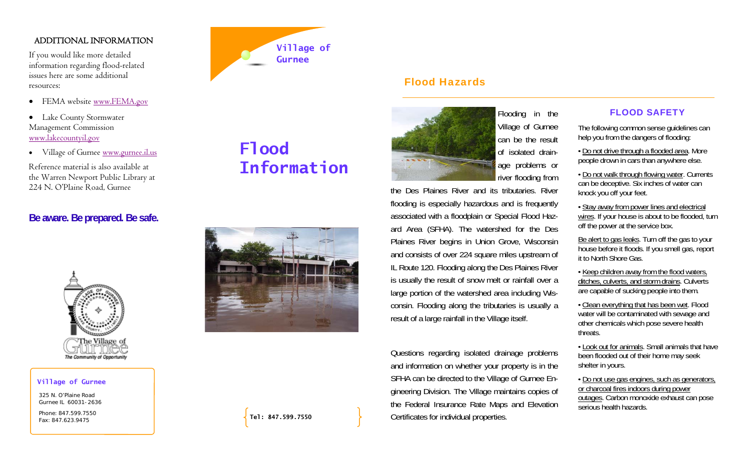## ADDITIONAL INFORMATION

If you would like more detailed information regarding flood-related issues here are some additional resources:

- FEMA website www.FEMA.gov
- Lake County Stormwater Management Commission www.lakecountyil.gov
- Village of Gurnee www.gurnee.il.us

Reference material is also available at the Warren Newport Public Library at 224 N. O'Plaine Road, Gurnee

**Be aware. Be prepared. Be safe.**

**Village of Gurnee**

325 N. O'Plaine Road
Gurnee IL 60031-2636

Phone: 847.599.7550
Fax: 847.623.9475

Village of Gurnee

# Flood Information

Tel: 847.599.7550

## Flood Hazards

Flooding in the Village of Gurnee can be the result of isolated drainage problems or river flooding from the Des Plaines River and its tributaries. River flooding is especially hazardous and is frequently associated with a floodplain or Special Flood Hazard Area (SFHA). The watershed for the Des Plaines River begins in Union Grove, Wisconsin and consists of over 224 square miles upstream of IL Route 120. Flooding along the Des Plaines River is usually the result of snow melt or rainfall over a large portion of the watershed area including Wisconsin. Flooding along the tributaries is usually a result of a large rainfall in the Village itself.

Questions regarding isolated drainage problems and information on whether your property is in the SFHA can be directed to the Village of Gurnee Engineering Division. The Village maintains copies of the Federal Insurance Rate Maps and Elevation Certificates for individual properties.

## FLOOD SAFETY

The following common sense guidelines can help you from the dangers of flooding:

• Do not drive through a flooded area. More people drown in cars than anywhere else.

• Do not walk through flowing water. Currents can be deceptive. Six inches of water can knock you off your feet.

• Stay away from power lines and electrical wires. If your house is about to be flooded, turn off the power at the service box.

Be alert to gas leaks. Turn off the gas to your house before it floods. If you smell gas, report it to North Shore Gas.

• Keep children away from the flood waters, ditches, culverts, and storm drains. Culverts are capable of sucking people into them.

• Clean everything that has been wet. Flood water will be contaminated with sewage and other chemicals which pose severe health threats.

• Look out for animals. Small animals that have been flooded out of their home may seek shelter in yours.

• Do not use gas engines, such as generators, or charcoal fires indoors during power outages. Carbon monoxide exhaust can pose serious health hazards.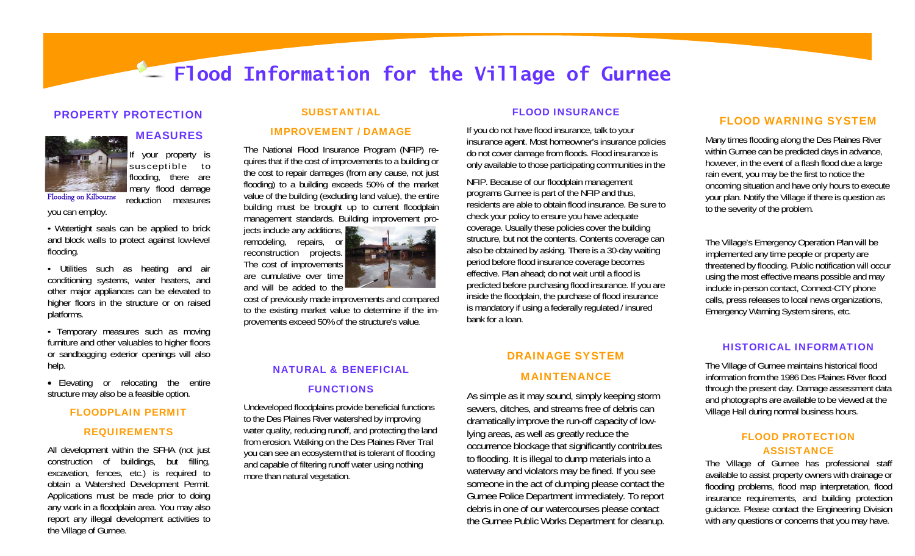# Flood Information for the Village of Gurnee

## PROPERTY PROTECTION MEASURES

Flooding on Kilbourne

If your property is susceptible to flooding, there are many flood damage reduction measures you can employ.

- Watertight seals can be applied to brick and block walls to protect against low-level flooding.
- Utilities such as heating and air conditioning systems, water heaters, and other major appliances can be elevated to higher floors in the structure or on raised platforms.
- Temporary measures such as moving furniture and other valuables to higher floors or sandbagging exterior openings will also help.
- Elevating or relocating the entire structure may also be a feasible option.

## FLOODPLAIN PERMIT REQUIREMENTS

All development within the SFHA (not just construction of buildings, but filling, excavation, fences, etc.) is required to obtain a Watershed Development Permit. Applications must be made prior to doing any work in a floodplain area. You may also report any illegal development activities to the Village of Gurnee.

## SUBSTANTIAL IMPROVEMENT / DAMAGE

The National Flood Insurance Program (NFIP) requires that if the cost of improvements to a building or the cost to repair damages (from any cause, not just flooding) to a building exceeds 50% of the market value of the building (excluding land value), the entire building must be brought up to current floodplain management standards. Building improvement projects include any additions, remodeling, repairs, or reconstruction projects. The cost of improvements are cumulative over time and will be added to the cost of previously made improvements and compared to the existing market value to determine if the improvements exceed 50% of the structure's value.

## NATURAL & BENEFICIAL FUNCTIONS

Undeveloped floodplains provide beneficial functions to the Des Plaines River watershed by improving water quality, reducing runoff, and protecting the land from erosion. Walking on the Des Plaines River Trail you can see an ecosystem that is tolerant of flooding and capable of filtering runoff water using nothing more than natural vegetation.

## FLOOD INSURANCE

If you do not have flood insurance, talk to your insurance agent. Most homeowner's insurance policies do not cover damage from floods. Flood insurance is only available to those participating communities in the NFIP. Because of our floodplain management programs Gurnee is part of the NFIP and thus, residents are able to obtain flood insurance. Be sure to check your policy to ensure you have adequate coverage. Usually these policies cover the building structure, but not the contents. Contents coverage can also be obtained by asking. There is a 30-day waiting period before flood insurance coverage becomes effective. Plan ahead; do not wait until a flood is predicted before purchasing flood insurance. If you are inside the floodplain, the purchase of flood insurance is mandatory if using a federally regulated / insured bank for a loan.

## DRAINAGE SYSTEM MAINTENANCE

As simple as it may sound, simply keeping storm sewers, ditches, and streams free of debris can dramatically improve the run-off capacity of low-lying areas, as well as greatly reduce the occurrence blockage that significantly contributes to flooding. It is illegal to dump materials into a waterway and violators may be fined. If you see someone in the act of dumping please contact the Gurnee Police Department immediately. To report debris in one of our watercourses please contact the Gurnee Public Works Department for cleanup.

## FLOOD WARNING SYSTEM

Many times flooding along the Des Plaines River within Gurnee can be predicted days in advance, however, in the event of a flash flood due a large rain event, you may be the first to notice the oncoming situation and have only hours to execute your plan. Notify the Village if there is question as to the severity of the problem.

The Village's Emergency Operation Plan will be implemented any time people or property are threatened by flooding. Public notification will occur using the most effective means possible and may include in-person contact, Connect-CTY phone calls, press releases to local news organizations, Emergency Warning System sirens, etc.

## HISTORICAL INFORMATION

The Village of Gurnee maintains historical flood information from the 1986 Des Plaines River flood through the present day. Damage assessment data and photographs are available to be viewed at the Village Hall during normal business hours.

## FLOOD PROTECTION ASSISTANCE

The Village of Gurnee has professional staff available to assist property owners with drainage or flooding problems, flood map interpretation, flood insurance requirements, and building protection guidance. Please contact the Engineering Division with any questions or concerns that you may have.